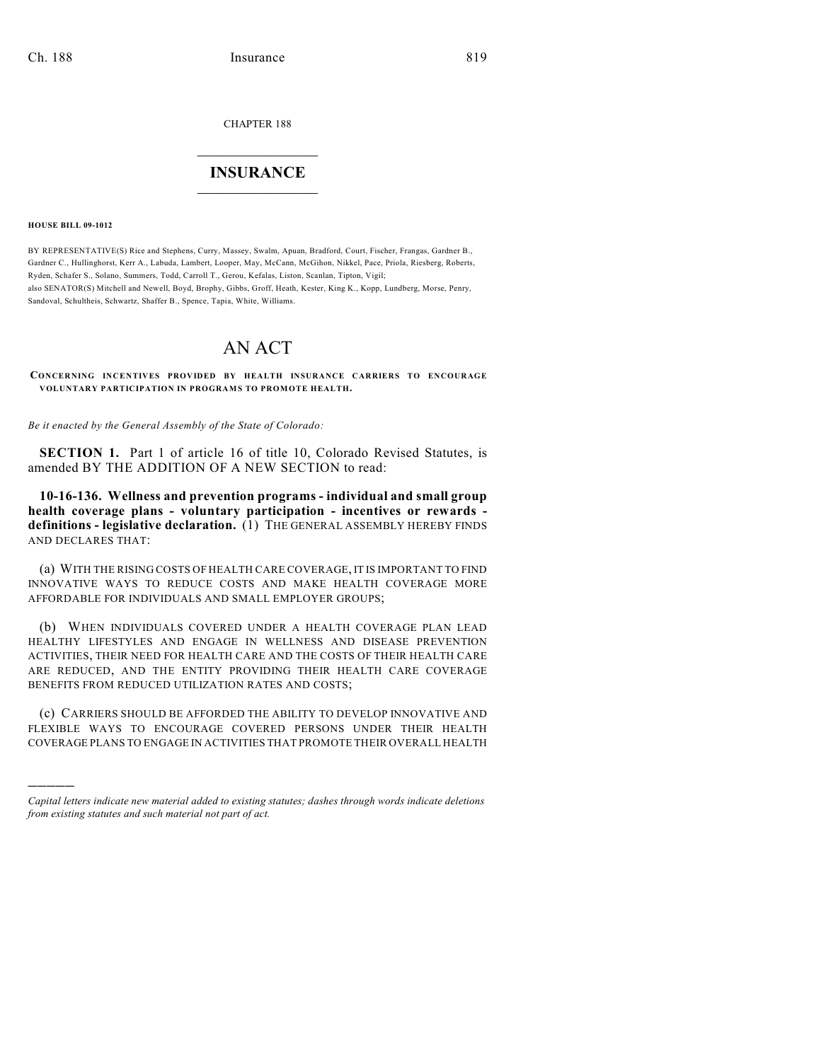CHAPTER 188

# INSURANCE

**HOUSE BILL 09-1012**

BY REPRESENTATIVE(S) Rice and Stephens, Curry, Massey, Swalm, Apuan, Bradford, Court, Fischer, Frangas, Gardner B., Gardner C., Hullinghorst, Kerr A., Labuda, Lambert, Looper, May, McCann, McGihon, Nikkel, Pace, Priola, Riesberg, Roberts, Ryden, Schafer S., Solano, Summers, Todd, Carroll T., Gerou, Kefalas, Liston, Scanlan, Tipton, Vigil;
also SENATOR(S) Mitchell and Newell, Boyd, Brophy, Gibbs, Groff, Heath, Kester, King K., Kopp, Lundberg, Morse, Penry, Sandoval, Schultheis, Schwartz, Shaffer B., Spence, Tapia, White, Williams.

# AN ACT

**CONCERNING INCENTIVES PROVIDED BY HEALTH INSURANCE CARRIERS TO ENCOURAGE VOLUNTARY PARTICIPATION IN PROGRAMS TO PROMOTE HEALTH.**

*Be it enacted by the General Assembly of the State of Colorado:*

**SECTION 1.** Part 1 of article 16 of title 10, Colorado Revised Statutes, is amended BY THE ADDITION OF A NEW SECTION to read:

**10-16-136. Wellness and prevention programs - individual and small group health coverage plans - voluntary participation - incentives or rewards - definitions - legislative declaration.** (1) THE GENERAL ASSEMBLY HEREBY FINDS AND DECLARES THAT:

(a) WITH THE RISING COSTS OF HEALTH CARE COVERAGE, IT IS IMPORTANT TO FIND INNOVATIVE WAYS TO REDUCE COSTS AND MAKE HEALTH COVERAGE MORE AFFORDABLE FOR INDIVIDUALS AND SMALL EMPLOYER GROUPS;

(b) WHEN INDIVIDUALS COVERED UNDER A HEALTH COVERAGE PLAN LEAD HEALTHY LIFESTYLES AND ENGAGE IN WELLNESS AND DISEASE PREVENTION ACTIVITIES, THEIR NEED FOR HEALTH CARE AND THE COSTS OF THEIR HEALTH CARE ARE REDUCED, AND THE ENTITY PROVIDING THEIR HEALTH CARE COVERAGE BENEFITS FROM REDUCED UTILIZATION RATES AND COSTS;

(c) CARRIERS SHOULD BE AFFORDED THE ABILITY TO DEVELOP INNOVATIVE AND FLEXIBLE WAYS TO ENCOURAGE COVERED PERSONS UNDER THEIR HEALTH COVERAGE PLANS TO ENGAGE IN ACTIVITIES THAT PROMOTE THEIR OVERALL HEALTH

---

*Capital letters indicate new material added to existing statutes; dashes through words indicate deletions from existing statutes and such material not part of act.*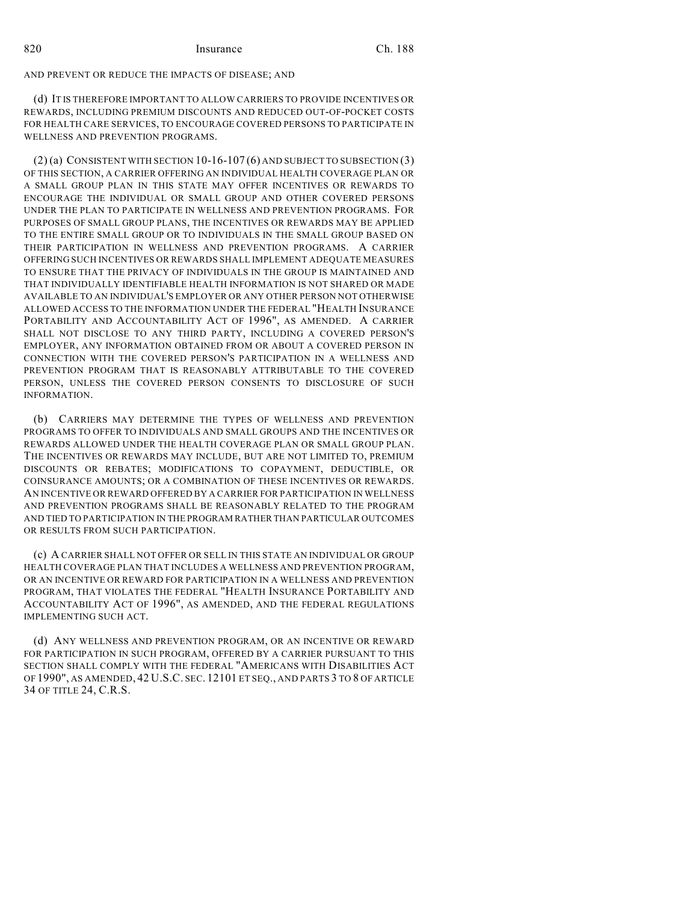AND PREVENT OR REDUCE THE IMPACTS OF DISEASE; AND

(d) IT IS THEREFORE IMPORTANT TO ALLOW CARRIERS TO PROVIDE INCENTIVES OR REWARDS, INCLUDING PREMIUM DISCOUNTS AND REDUCED OUT-OF-POCKET COSTS FOR HEALTH CARE SERVICES, TO ENCOURAGE COVERED PERSONS TO PARTICIPATE IN WELLNESS AND PREVENTION PROGRAMS.

(2) (a) CONSISTENT WITH SECTION 10-16-107 (6) AND SUBJECT TO SUBSECTION (3) OF THIS SECTION, A CARRIER OFFERING AN INDIVIDUAL HEALTH COVERAGE PLAN OR A SMALL GROUP PLAN IN THIS STATE MAY OFFER INCENTIVES OR REWARDS TO ENCOURAGE THE INDIVIDUAL OR SMALL GROUP AND OTHER COVERED PERSONS UNDER THE PLAN TO PARTICIPATE IN WELLNESS AND PREVENTION PROGRAMS. FOR PURPOSES OF SMALL GROUP PLANS, THE INCENTIVES OR REWARDS MAY BE APPLIED TO THE ENTIRE SMALL GROUP OR TO INDIVIDUALS IN THE SMALL GROUP BASED ON THEIR PARTICIPATION IN WELLNESS AND PREVENTION PROGRAMS. A CARRIER OFFERING SUCH INCENTIVES OR REWARDS SHALL IMPLEMENT ADEQUATE MEASURES TO ENSURE THAT THE PRIVACY OF INDIVIDUALS IN THE GROUP IS MAINTAINED AND THAT INDIVIDUALLY IDENTIFIABLE HEALTH INFORMATION IS NOT SHARED OR MADE AVAILABLE TO AN INDIVIDUAL'S EMPLOYER OR ANY OTHER PERSON NOT OTHERWISE ALLOWED ACCESS TO THE INFORMATION UNDER THE FEDERAL "HEALTH INSURANCE PORTABILITY AND ACCOUNTABILITY ACT OF 1996", AS AMENDED. A CARRIER SHALL NOT DISCLOSE TO ANY THIRD PARTY, INCLUDING A COVERED PERSON'S EMPLOYER, ANY INFORMATION OBTAINED FROM OR ABOUT A COVERED PERSON IN CONNECTION WITH THE COVERED PERSON'S PARTICIPATION IN A WELLNESS AND PREVENTION PROGRAM THAT IS REASONABLY ATTRIBUTABLE TO THE COVERED PERSON, UNLESS THE COVERED PERSON CONSENTS TO DISCLOSURE OF SUCH INFORMATION.

(b) CARRIERS MAY DETERMINE THE TYPES OF WELLNESS AND PREVENTION PROGRAMS TO OFFER TO INDIVIDUALS AND SMALL GROUPS AND THE INCENTIVES OR REWARDS ALLOWED UNDER THE HEALTH COVERAGE PLAN OR SMALL GROUP PLAN. THE INCENTIVES OR REWARDS MAY INCLUDE, BUT ARE NOT LIMITED TO, PREMIUM DISCOUNTS OR REBATES; MODIFICATIONS TO COPAYMENT, DEDUCTIBLE, OR COINSURANCE AMOUNTS; OR A COMBINATION OF THESE INCENTIVES OR REWARDS. AN INCENTIVE OR REWARD OFFERED BY A CARRIER FOR PARTICIPATION IN WELLNESS AND PREVENTION PROGRAMS SHALL BE REASONABLY RELATED TO THE PROGRAM AND TIED TO PARTICIPATION IN THE PROGRAM RATHER THAN PARTICULAR OUTCOMES OR RESULTS FROM SUCH PARTICIPATION.

(c) A CARRIER SHALL NOT OFFER OR SELL IN THIS STATE AN INDIVIDUAL OR GROUP HEALTH COVERAGE PLAN THAT INCLUDES A WELLNESS AND PREVENTION PROGRAM, OR AN INCENTIVE OR REWARD FOR PARTICIPATION IN A WELLNESS AND PREVENTION PROGRAM, THAT VIOLATES THE FEDERAL "HEALTH INSURANCE PORTABILITY AND ACCOUNTABILITY ACT OF 1996", AS AMENDED, AND THE FEDERAL REGULATIONS IMPLEMENTING SUCH ACT.

(d) ANY WELLNESS AND PREVENTION PROGRAM, OR AN INCENTIVE OR REWARD FOR PARTICIPATION IN SUCH PROGRAM, OFFERED BY A CARRIER PURSUANT TO THIS SECTION SHALL COMPLY WITH THE FEDERAL "AMERICANS WITH DISABILITIES ACT OF 1990", AS AMENDED, 42 U.S.C. SEC. 12101 ET SEQ., AND PARTS 3 TO 8 OF ARTICLE 34 OF TITLE 24, C.R.S.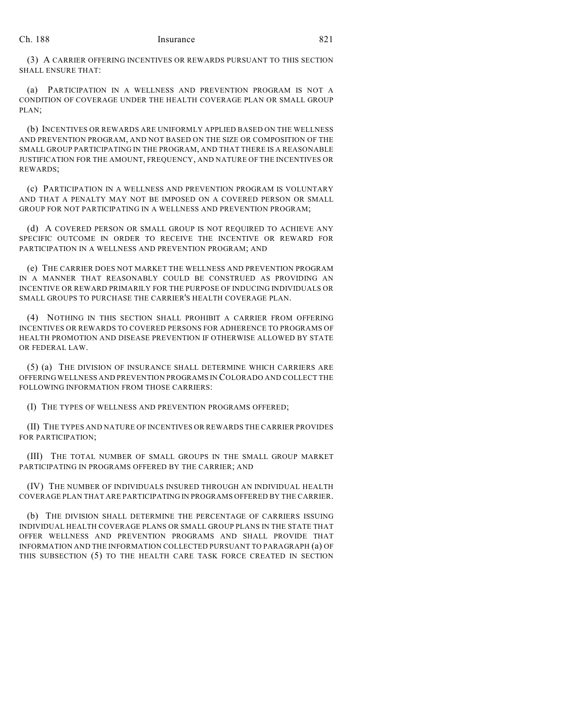(3) A CARRIER OFFERING INCENTIVES OR REWARDS PURSUANT TO THIS SECTION SHALL ENSURE THAT:

(a) PARTICIPATION IN A WELLNESS AND PREVENTION PROGRAM IS NOT A CONDITION OF COVERAGE UNDER THE HEALTH COVERAGE PLAN OR SMALL GROUP PLAN;

(b) INCENTIVES OR REWARDS ARE UNIFORMLY APPLIED BASED ON THE WELLNESS AND PREVENTION PROGRAM, AND NOT BASED ON THE SIZE OR COMPOSITION OF THE SMALL GROUP PARTICIPATING IN THE PROGRAM, AND THAT THERE IS A REASONABLE JUSTIFICATION FOR THE AMOUNT, FREQUENCY, AND NATURE OF THE INCENTIVES OR REWARDS;

(c) PARTICIPATION IN A WELLNESS AND PREVENTION PROGRAM IS VOLUNTARY AND THAT A PENALTY MAY NOT BE IMPOSED ON A COVERED PERSON OR SMALL GROUP FOR NOT PARTICIPATING IN A WELLNESS AND PREVENTION PROGRAM;

(d) A COVERED PERSON OR SMALL GROUP IS NOT REQUIRED TO ACHIEVE ANY SPECIFIC OUTCOME IN ORDER TO RECEIVE THE INCENTIVE OR REWARD FOR PARTICIPATION IN A WELLNESS AND PREVENTION PROGRAM; AND

(e) THE CARRIER DOES NOT MARKET THE WELLNESS AND PREVENTION PROGRAM IN A MANNER THAT REASONABLY COULD BE CONSTRUED AS PROVIDING AN INCENTIVE OR REWARD PRIMARILY FOR THE PURPOSE OF INDUCING INDIVIDUALS OR SMALL GROUPS TO PURCHASE THE CARRIER'S HEALTH COVERAGE PLAN.

(4) NOTHING IN THIS SECTION SHALL PROHIBIT A CARRIER FROM OFFERING INCENTIVES OR REWARDS TO COVERED PERSONS FOR ADHERENCE TO PROGRAMS OF HEALTH PROMOTION AND DISEASE PREVENTION IF OTHERWISE ALLOWED BY STATE OR FEDERAL LAW.

(5) (a) THE DIVISION OF INSURANCE SHALL DETERMINE WHICH CARRIERS ARE OFFERING WELLNESS AND PREVENTION PROGRAMS IN COLORADO AND COLLECT THE FOLLOWING INFORMATION FROM THOSE CARRIERS:

(I) THE TYPES OF WELLNESS AND PREVENTION PROGRAMS OFFERED;

(II) THE TYPES AND NATURE OF INCENTIVES OR REWARDS THE CARRIER PROVIDES FOR PARTICIPATION;

(III) THE TOTAL NUMBER OF SMALL GROUPS IN THE SMALL GROUP MARKET PARTICIPATING IN PROGRAMS OFFERED BY THE CARRIER; AND

(IV) THE NUMBER OF INDIVIDUALS INSURED THROUGH AN INDIVIDUAL HEALTH COVERAGE PLAN THAT ARE PARTICIPATING IN PROGRAMS OFFERED BY THE CARRIER.

(b) THE DIVISION SHALL DETERMINE THE PERCENTAGE OF CARRIERS ISSUING INDIVIDUAL HEALTH COVERAGE PLANS OR SMALL GROUP PLANS IN THE STATE THAT OFFER WELLNESS AND PREVENTION PROGRAMS AND SHALL PROVIDE THAT INFORMATION AND THE INFORMATION COLLECTED PURSUANT TO PARAGRAPH (a) OF THIS SUBSECTION (5) TO THE HEALTH CARE TASK FORCE CREATED IN SECTION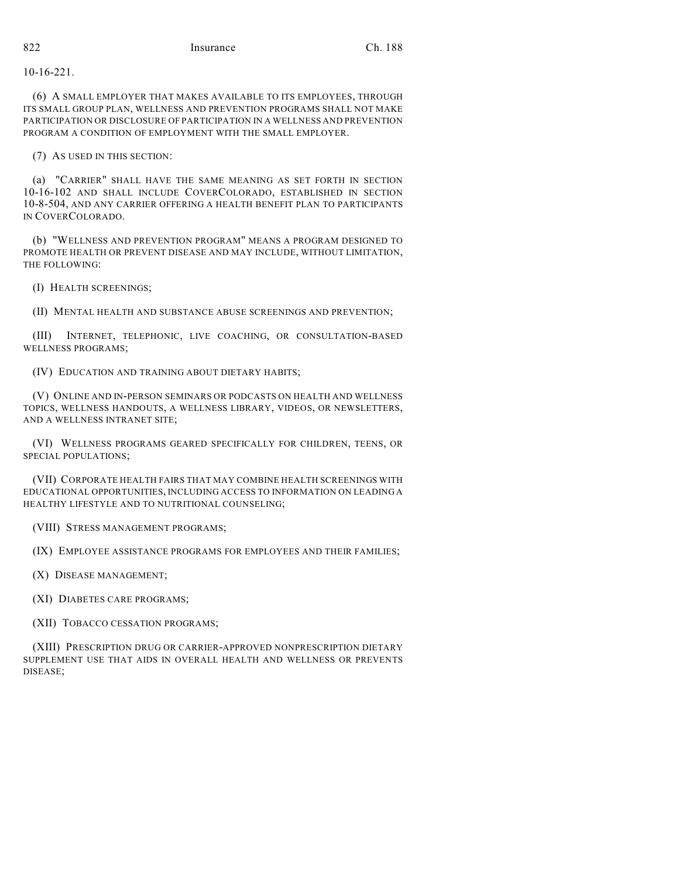10-16-221.

(6) A SMALL EMPLOYER THAT MAKES AVAILABLE TO ITS EMPLOYEES, THROUGH ITS SMALL GROUP PLAN, WELLNESS AND PREVENTION PROGRAMS SHALL NOT MAKE PARTICIPATION OR DISCLOSURE OF PARTICIPATION IN A WELLNESS AND PREVENTION PROGRAM A CONDITION OF EMPLOYMENT WITH THE SMALL EMPLOYER.

(7) AS USED IN THIS SECTION:

(a) "CARRIER" SHALL HAVE THE SAME MEANING AS SET FORTH IN SECTION 10-16-102 AND SHALL INCLUDE COVERCOLORADO, ESTABLISHED IN SECTION 10-8-504, AND ANY CARRIER OFFERING A HEALTH BENEFIT PLAN TO PARTICIPANTS IN COVERCOLORADO.

(b) "WELLNESS AND PREVENTION PROGRAM" MEANS A PROGRAM DESIGNED TO PROMOTE HEALTH OR PREVENT DISEASE AND MAY INCLUDE, WITHOUT LIMITATION, THE FOLLOWING:

(I) HEALTH SCREENINGS;

(II) MENTAL HEALTH AND SUBSTANCE ABUSE SCREENINGS AND PREVENTION;

(III) INTERNET, TELEPHONIC, LIVE COACHING, OR CONSULTATION-BASED WELLNESS PROGRAMS;

(IV) EDUCATION AND TRAINING ABOUT DIETARY HABITS;

(V) ONLINE AND IN-PERSON SEMINARS OR PODCASTS ON HEALTH AND WELLNESS TOPICS, WELLNESS HANDOUTS, A WELLNESS LIBRARY, VIDEOS, OR NEWSLETTERS, AND A WELLNESS INTRANET SITE;

(VI) WELLNESS PROGRAMS GEARED SPECIFICALLY FOR CHILDREN, TEENS, OR SPECIAL POPULATIONS;

(VII) CORPORATE HEALTH FAIRS THAT MAY COMBINE HEALTH SCREENINGS WITH EDUCATIONAL OPPORTUNITIES, INCLUDING ACCESS TO INFORMATION ON LEADING A HEALTHY LIFESTYLE AND TO NUTRITIONAL COUNSELING;

(VIII) STRESS MANAGEMENT PROGRAMS;

(IX) EMPLOYEE ASSISTANCE PROGRAMS FOR EMPLOYEES AND THEIR FAMILIES;

(X) DISEASE MANAGEMENT;

(XI) DIABETES CARE PROGRAMS;

(XII) TOBACCO CESSATION PROGRAMS;

(XIII) PRESCRIPTION DRUG OR CARRIER-APPROVED NONPRESCRIPTION DIETARY SUPPLEMENT USE THAT AIDS IN OVERALL HEALTH AND WELLNESS OR PREVENTS DISEASE;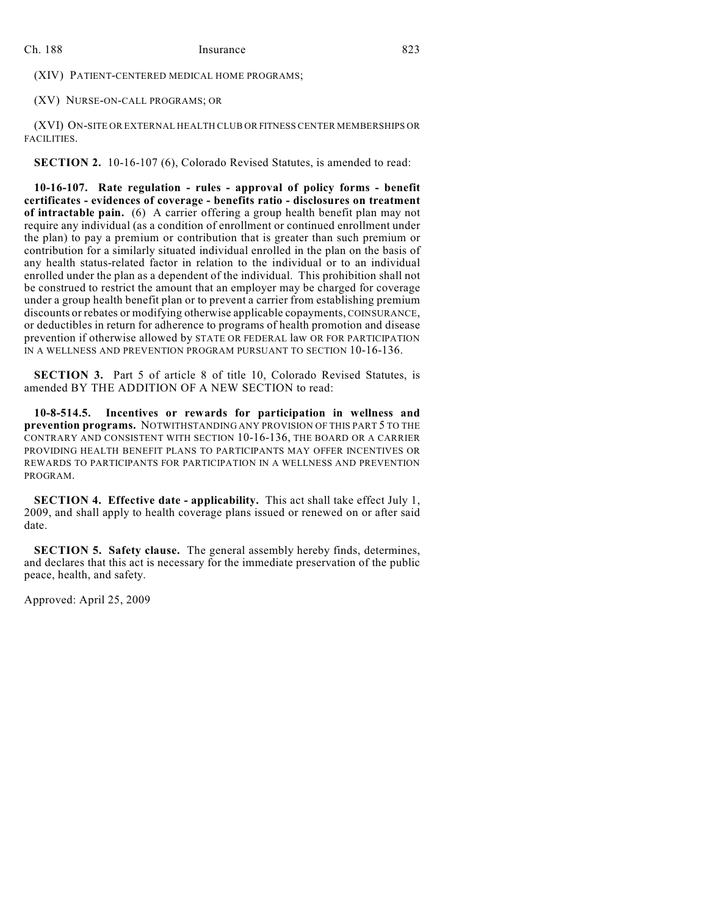(XIV) PATIENT-CENTERED MEDICAL HOME PROGRAMS;

(XV) NURSE-ON-CALL PROGRAMS; OR

(XVI) ON-SITE OR EXTERNAL HEALTH CLUB OR FITNESS CENTER MEMBERSHIPS OR FACILITIES.

**SECTION 2.** 10-16-107 (6), Colorado Revised Statutes, is amended to read:

**10-16-107. Rate regulation - rules - approval of policy forms - benefit certificates - evidences of coverage - benefits ratio - disclosures on treatment of intractable pain.** (6) A carrier offering a group health benefit plan may not require any individual (as a condition of enrollment or continued enrollment under the plan) to pay a premium or contribution that is greater than such premium or contribution for a similarly situated individual enrolled in the plan on the basis of any health status-related factor in relation to the individual or to an individual enrolled under the plan as a dependent of the individual. This prohibition shall not be construed to restrict the amount that an employer may be charged for coverage under a group health benefit plan or to prevent a carrier from establishing premium discounts or rebates or modifying otherwise applicable copayments, COINSURANCE, or deductibles in return for adherence to programs of health promotion and disease prevention if otherwise allowed by STATE OR FEDERAL law OR FOR PARTICIPATION IN A WELLNESS AND PREVENTION PROGRAM PURSUANT TO SECTION 10-16-136.

**SECTION 3.** Part 5 of article 8 of title 10, Colorado Revised Statutes, is amended BY THE ADDITION OF A NEW SECTION to read:

**10-8-514.5. Incentives or rewards for participation in wellness and prevention programs.** NOTWITHSTANDING ANY PROVISION OF THIS PART 5 TO THE CONTRARY AND CONSISTENT WITH SECTION 10-16-136, THE BOARD OR A CARRIER PROVIDING HEALTH BENEFIT PLANS TO PARTICIPANTS MAY OFFER INCENTIVES OR REWARDS TO PARTICIPANTS FOR PARTICIPATION IN A WELLNESS AND PREVENTION PROGRAM.

**SECTION 4. Effective date - applicability.** This act shall take effect July 1, 2009, and shall apply to health coverage plans issued or renewed on or after said date.

**SECTION 5. Safety clause.** The general assembly hereby finds, determines, and declares that this act is necessary for the immediate preservation of the public peace, health, and safety.

Approved: April 25, 2009